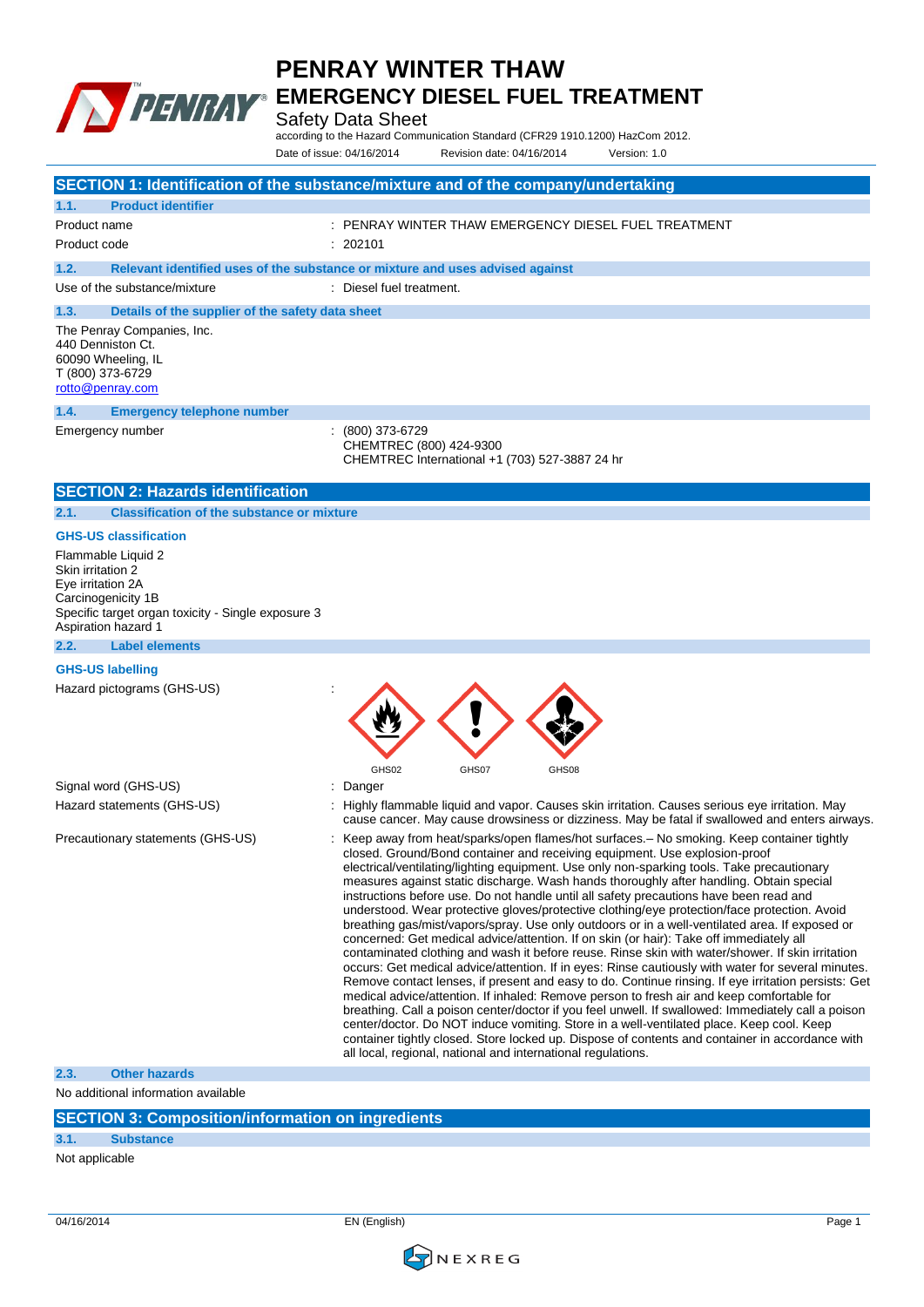# PENRAY WINTER THAW EMERGENCY DIESEL FUEL TREATMENT

Safety Data Sheet

according to the Hazard Communication Standard (CFR29 1910.1200) HazCom 2012.

Date of issue: 04/16/2014 Revision date: 04/16/2014 Version: 1.0

## SECTION 1: Identification of the substance/mixture and of the company/undertaking

### 1.1. Product identifier

Product name : PENRAY WINTER THAW EMERGENCY DIESEL FUEL TREATMENT

Product code : 202101

### 1.2. Relevant identified uses of the substance or mixture and uses advised against

Use of the substance/mixture : Diesel fuel treatment.

### 1.3. Details of the supplier of the safety data sheet

The Penray Companies, Inc.
440 Denniston Ct.
60090 Wheeling, IL
T (800) 373-6729
rotto@penray.com

### 1.4. Emergency telephone number

Emergency number : (800) 373-6729
CHEMTREC (800) 424-9300
CHEMTREC International +1 (703) 527-3887 24 hr

## SECTION 2: Hazards identification

### 2.1. Classification of the substance or mixture

**GHS-US classification**

Flammable Liquid 2
Skin irritation 2
Eye irritation 2A
Carcinogenicity 1B
Specific target organ toxicity - Single exposure 3
Aspiration hazard 1

### 2.2. Label elements

**GHS-US labelling**

Hazard pictograms (GHS-US) : GHS02 GHS07 GHS08

Signal word (GHS-US) : Danger

Hazard statements (GHS-US) : Highly flammable liquid and vapor. Causes skin irritation. Causes serious eye irritation. May cause cancer. May cause drowsiness or dizziness. May be fatal if swallowed and enters airways.

Precautionary statements (GHS-US) : Keep away from heat/sparks/open flames/hot surfaces.– No smoking. Keep container tightly closed. Ground/Bond container and receiving equipment. Use explosion-proof electrical/ventilating/lighting equipment. Use only non-sparking tools. Take precautionary measures against static discharge. Wash hands thoroughly after handling. Obtain special instructions before use. Do not handle until all safety precautions have been read and understood. Wear protective gloves/protective clothing/eye protection/face protection. Avoid breathing gas/mist/vapors/spray. Use only outdoors or in a well-ventilated area. If exposed or concerned: Get medical advice/attention. If on skin (or hair): Take off immediately all contaminated clothing and wash it before reuse. Rinse skin with water/shower. If skin irritation occurs: Get medical advice/attention. If in eyes: Rinse cautiously with water for several minutes. Remove contact lenses, if present and easy to do. Continue rinsing. If eye irritation persists: Get medical advice/attention. If inhaled: Remove person to fresh air and keep comfortable for breathing. Call a poison center/doctor if you feel unwell. If swallowed: Immediately call a poison center/doctor. Do NOT induce vomiting. Store in a well-ventilated place. Keep cool. Keep container tightly closed. Store locked up. Dispose of contents and container in accordance with all local, regional, national and international regulations.

### 2.3. Other hazards

No additional information available

## SECTION 3: Composition/information on ingredients

### 3.1. Substance

Not applicable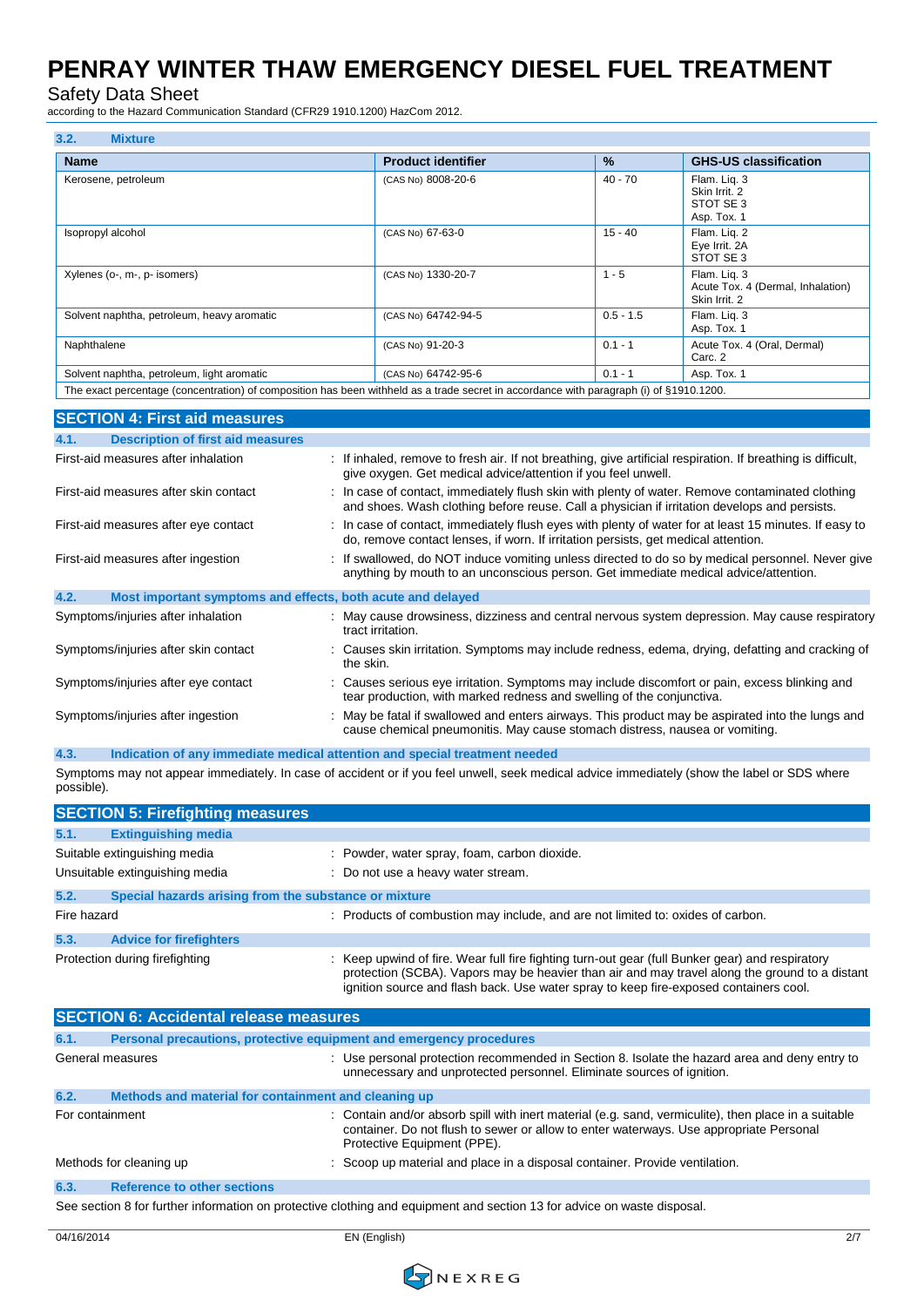### 3.2. Mixture

| Name | Product identifier | % | GHS-US classification |
|---|---|---|---|
| Kerosene, petroleum | (CAS No) 8008-20-6 | 40 - 70 | Flam. Liq. 3<br>Skin Irrit. 2<br>STOT SE 3<br>Asp. Tox. 1 |
| Isopropyl alcohol | (CAS No) 67-63-0 | 15 - 40 | Flam. Liq. 2<br>Eye Irrit. 2A<br>STOT SE 3 |
| Xylenes (o-, m-, p- isomers) | (CAS No) 1330-20-7 | 1 - 5 | Flam. Liq. 3<br>Acute Tox. 4 (Dermal, Inhalation)<br>Skin Irrit. 2 |
| Solvent naphtha, petroleum, heavy aromatic | (CAS No) 64742-94-5 | 0.5 - 1.5 | Flam. Liq. 3<br>Asp. Tox. 1 |
| Naphthalene | (CAS No) 91-20-3 | 0.1 - 1 | Acute Tox. 4 (Oral, Dermal)<br>Carc. 2 |
| Solvent naphtha, petroleum, light aromatic | (CAS No) 64742-95-6 | 0.1 - 1 | Asp. Tox. 1 |

The exact percentage (concentration) of composition has been withheld as a trade secret in accordance with paragraph (i) of §1910.1200.

## SECTION 4: First aid measures

### 4.1. Description of first aid measures

First-aid measures after inhalation : If inhaled, remove to fresh air. If not breathing, give artificial respiration. If breathing is difficult, give oxygen. Get medical advice/attention if you feel unwell.

First-aid measures after skin contact : In case of contact, immediately flush skin with plenty of water. Remove contaminated clothing and shoes. Wash clothing before reuse. Call a physician if irritation develops and persists.

First-aid measures after eye contact : In case of contact, immediately flush eyes with plenty of water for at least 15 minutes. If easy to do, remove contact lenses, if worn. If irritation persists, get medical attention.

First-aid measures after ingestion : If swallowed, do NOT induce vomiting unless directed to do so by medical personnel. Never give anything by mouth to an unconscious person. Get immediate medical advice/attention.

### 4.2. Most important symptoms and effects, both acute and delayed

Symptoms/injuries after inhalation : May cause drowsiness, dizziness and central nervous system depression. May cause respiratory tract irritation.

Symptoms/injuries after skin contact : Causes skin irritation. Symptoms may include redness, edema, drying, defatting and cracking of the skin.

Symptoms/injuries after eye contact : Causes serious eye irritation. Symptoms may include discomfort or pain, excess blinking and tear production, with marked redness and swelling of the conjunctiva.

Symptoms/injuries after ingestion : May be fatal if swallowed and enters airways. This product may be aspirated into the lungs and cause chemical pneumonitis. May cause stomach distress, nausea or vomiting.

### 4.3. Indication of any immediate medical attention and special treatment needed

Symptoms may not appear immediately. In case of accident or if you feel unwell, seek medical advice immediately (show the label or SDS where possible).

## SECTION 5: Firefighting measures

### 5.1. Extinguishing media

Suitable extinguishing media : Powder, water spray, foam, carbon dioxide.

Unsuitable extinguishing media : Do not use a heavy water stream.

### 5.2. Special hazards arising from the substance or mixture

Fire hazard : Products of combustion may include, and are not limited to: oxides of carbon.

### 5.3. Advice for firefighters

Protection during firefighting : Keep upwind of fire. Wear full fire fighting turn-out gear (full Bunker gear) and respiratory protection (SCBA). Vapors may be heavier than air and may travel along the ground to a distant ignition source and flash back. Use water spray to keep fire-exposed containers cool.

## SECTION 6: Accidental release measures

### 6.1. Personal precautions, protective equipment and emergency procedures

General measures : Use personal protection recommended in Section 8. Isolate the hazard area and deny entry to unnecessary and unprotected personnel. Eliminate sources of ignition.

### 6.2. Methods and material for containment and cleaning up

For containment : Contain and/or absorb spill with inert material (e.g. sand, vermiculite), then place in a suitable container. Do not flush to sewer or allow to enter waterways. Use appropriate Personal Protective Equipment (PPE).

Methods for cleaning up : Scoop up material and place in a disposal container. Provide ventilation.

### 6.3. Reference to other sections

See section 8 for further information on protective clothing and equipment and section 13 for advice on waste disposal.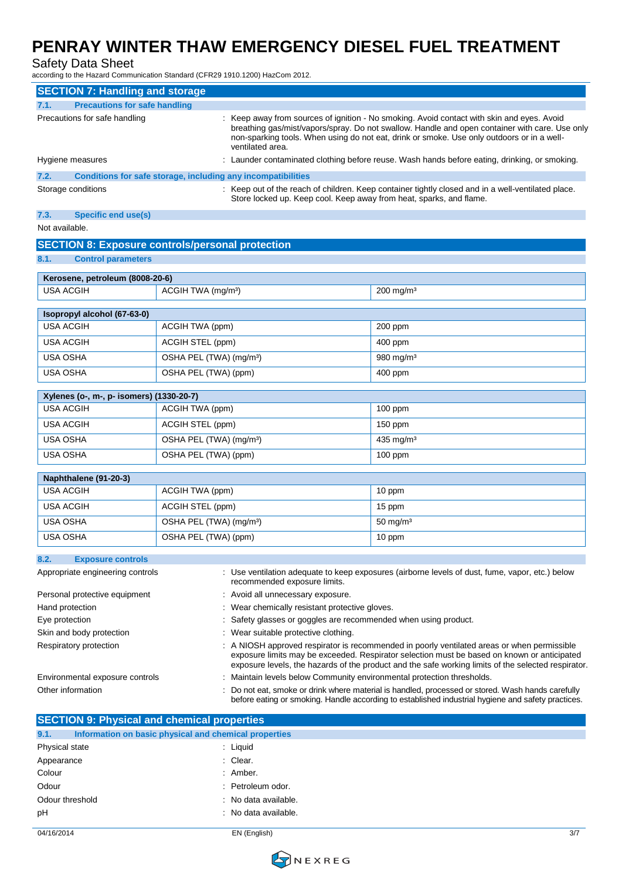## SECTION 7: Handling and storage

### 7.1. Precautions for safe handling

Precautions for safe handling : Keep away from sources of ignition - No smoking. Avoid contact with skin and eyes. Avoid breathing gas/mist/vapors/spray. Do not swallow. Handle and open container with care. Use only non-sparking tools. When using do not eat, drink or smoke. Use only outdoors or in a well-ventilated area.

Hygiene measures : Launder contaminated clothing before reuse. Wash hands before eating, drinking, or smoking.

### 7.2. Conditions for safe storage, including any incompatibilities

Storage conditions : Keep out of the reach of children. Keep container tightly closed and in a well-ventilated place. Store locked up. Keep cool. Keep away from heat, sparks, and flame.

### 7.3. Specific end use(s)

Not available.

## SECTION 8: Exposure controls/personal protection

### 8.1. Control parameters

| Kerosene, petroleum (8008-20-6) | | |
|---|---|---|
| USA ACGIH | ACGIH TWA (mg/m³) | 200 mg/m³ |

| Isopropyl alcohol (67-63-0) | | |
|---|---|---|
| USA ACGIH | ACGIH TWA (ppm) | 200 ppm |
| USA ACGIH | ACGIH STEL (ppm) | 400 ppm |
| USA OSHA | OSHA PEL (TWA) (mg/m³) | 980 mg/m³ |
| USA OSHA | OSHA PEL (TWA) (ppm) | 400 ppm |

| Xylenes (o-, m-, p- isomers) (1330-20-7) | | |
|---|---|---|
| USA ACGIH | ACGIH TWA (ppm) | 100 ppm |
| USA ACGIH | ACGIH STEL (ppm) | 150 ppm |
| USA OSHA | OSHA PEL (TWA) (mg/m³) | 435 mg/m³ |
| USA OSHA | OSHA PEL (TWA) (ppm) | 100 ppm |

| Naphthalene (91-20-3) | | |
|---|---|---|
| USA ACGIH | ACGIH TWA (ppm) | 10 ppm |
| USA ACGIH | ACGIH STEL (ppm) | 15 ppm |
| USA OSHA | OSHA PEL (TWA) (mg/m³) | 50 mg/m³ |
| USA OSHA | OSHA PEL (TWA) (ppm) | 10 ppm |

### 8.2. Exposure controls

Appropriate engineering controls : Use ventilation adequate to keep exposures (airborne levels of dust, fume, vapor, etc.) below recommended exposure limits.

Personal protective equipment : Avoid all unnecessary exposure.

Hand protection : Wear chemically resistant protective gloves.

Eye protection : Safety glasses or goggles are recommended when using product.

Skin and body protection : Wear suitable protective clothing.

Respiratory protection : A NIOSH approved respirator is recommended in poorly ventilated areas or when permissible exposure limits may be exceeded. Respirator selection must be based on known or anticipated exposure levels, the hazards of the product and the safe working limits of the selected respirator.

Environmental exposure controls : Maintain levels below Community environmental protection thresholds.

Other information : Do not eat, smoke or drink where material is handled, processed or stored. Wash hands carefully before eating or smoking. Handle according to established industrial hygiene and safety practices.

## SECTION 9: Physical and chemical properties

### 9.1. Information on basic physical and chemical properties

Physical state : Liquid

Appearance : Clear.

Colour : Amber.

Odour : Petroleum odor.

Odour threshold : No data available.

pH : No data available.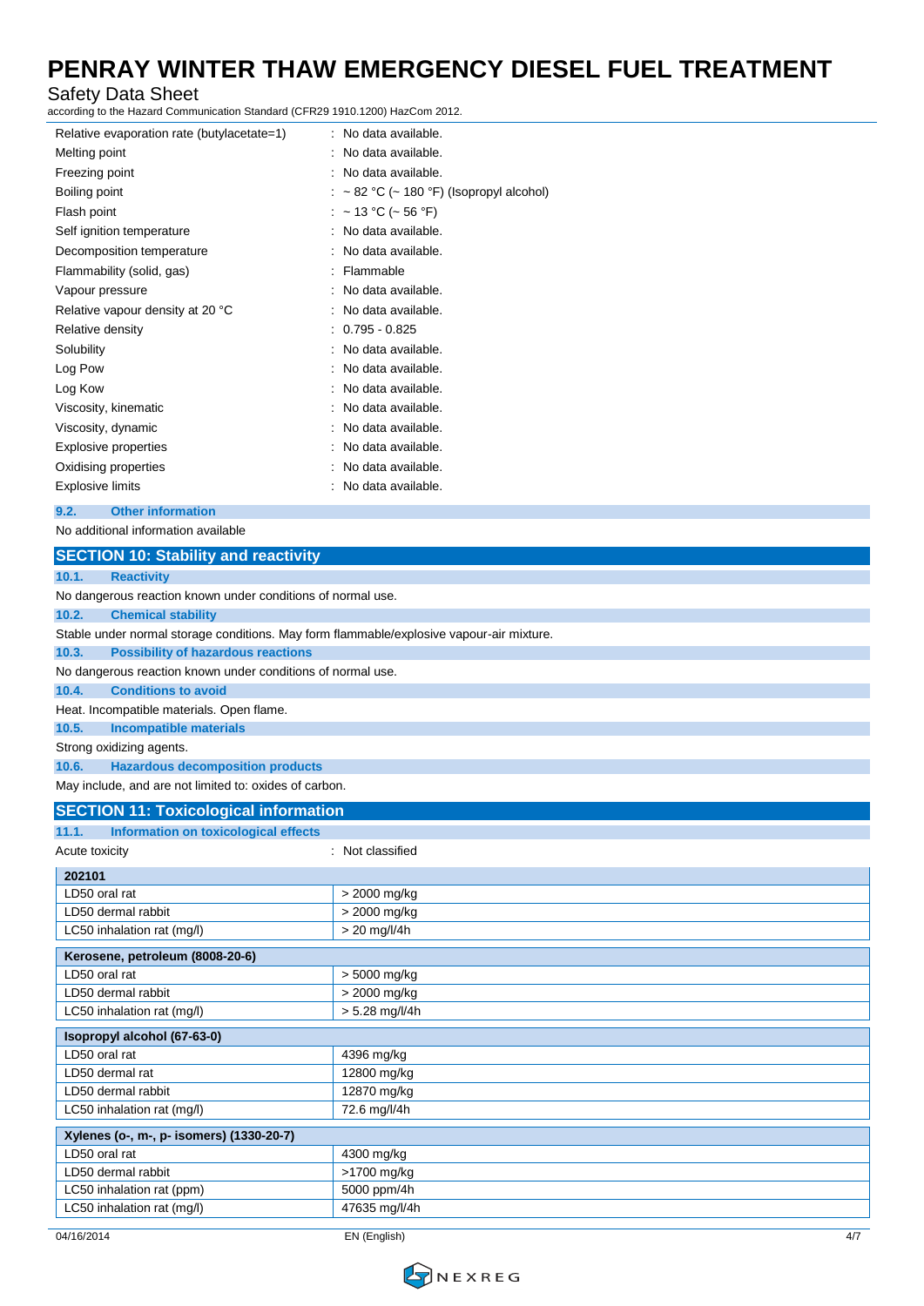| | |
|---|---|
| Relative evaporation rate (butylacetate=1) | : No data available. |
| Melting point | : No data available. |
| Freezing point | : No data available. |
| Boiling point | : ~ 82 °C (~ 180 °F) (Isopropyl alcohol) |
| Flash point | : ~ 13 °C (~ 56 °F) |
| Self ignition temperature | : No data available. |
| Decomposition temperature | : No data available. |
| Flammability (solid, gas) | : Flammable |
| Vapour pressure | : No data available. |
| Relative vapour density at 20 °C | : No data available. |
| Relative density | : 0.795 - 0.825 |
| Solubility | : No data available. |
| Log Pow | : No data available. |
| Log Kow | : No data available. |
| Viscosity, kinematic | : No data available. |
| Viscosity, dynamic | : No data available. |
| Explosive properties | : No data available. |
| Oxidising properties | : No data available. |
| Explosive limits | : No data available. |

### 9.2. Other information

No additional information available

## SECTION 10: Stability and reactivity

### 10.1. Reactivity

No dangerous reaction known under conditions of normal use.

### 10.2. Chemical stability

Stable under normal storage conditions. May form flammable/explosive vapour-air mixture.

### 10.3. Possibility of hazardous reactions

No dangerous reaction known under conditions of normal use.

### 10.4. Conditions to avoid

Heat. Incompatible materials. Open flame.

### 10.5. Incompatible materials

Strong oxidizing agents.

### 10.6. Hazardous decomposition products

May include, and are not limited to: oxides of carbon.

## SECTION 11: Toxicological information

### 11.1. Information on toxicological effects

Acute toxicity : Not classified

| **202101** | |
|---|---|
| LD50 oral rat | > 2000 mg/kg |
| LD50 dermal rabbit | > 2000 mg/kg |
| LC50 inhalation rat (mg/l) | > 20 mg/l/4h |

| **Kerosene, petroleum (8008-20-6)** | |
|---|---|
| LD50 oral rat | > 5000 mg/kg |
| LD50 dermal rabbit | > 2000 mg/kg |
| LC50 inhalation rat (mg/l) | > 5.28 mg/l/4h |

| **Isopropyl alcohol (67-63-0)** | |
|---|---|
| LD50 oral rat | 4396 mg/kg |
| LD50 dermal rat | 12800 mg/kg |
| LD50 dermal rabbit | 12870 mg/kg |
| LC50 inhalation rat (mg/l) | 72.6 mg/l/4h |

| **Xylenes (o-, m-, p- isomers) (1330-20-7)** | |
|---|---|
| LD50 oral rat | 4300 mg/kg |
| LD50 dermal rabbit | >1700 mg/kg |
| LC50 inhalation rat (ppm) | 5000 ppm/4h |
| LC50 inhalation rat (mg/l) | 47635 mg/l/4h |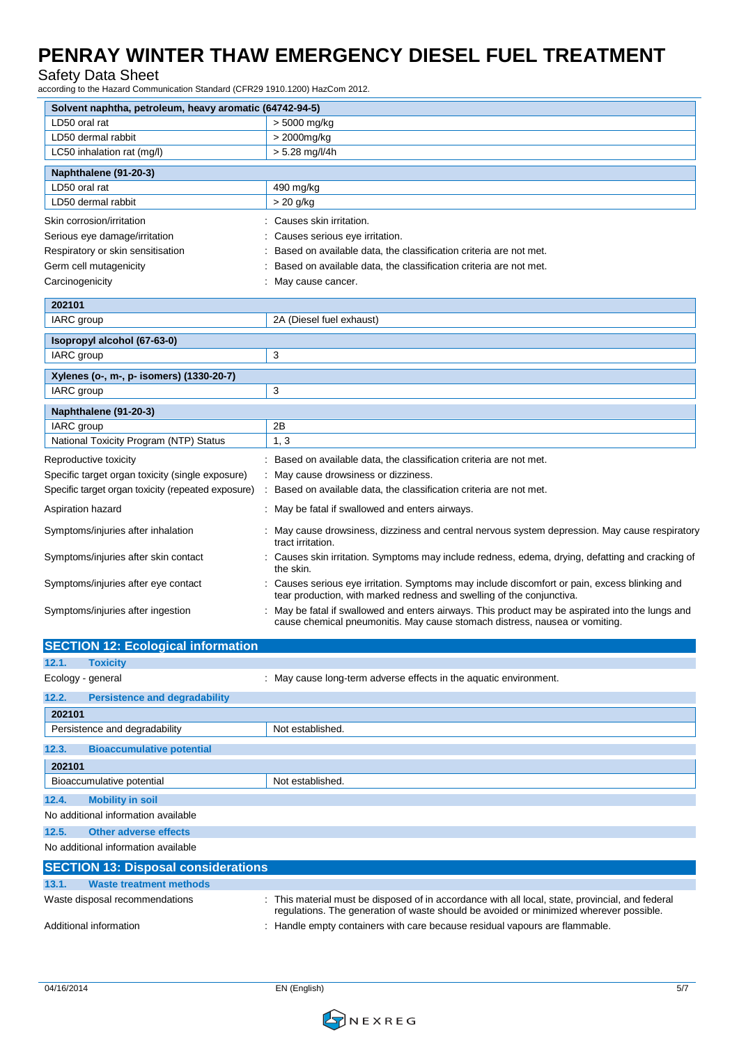| Solvent naphtha, petroleum, heavy aromatic (64742-94-5) | |
|---|---|
| LD50 oral rat | > 5000 mg/kg |
| LD50 dermal rabbit | > 2000mg/kg |
| LC50 inhalation rat (mg/l) | > 5.28 mg/l/4h |

| Naphthalene (91-20-3) | |
|---|---|
| LD50 oral rat | 490 mg/kg |
| LD50 dermal rabbit | > 20 g/kg |

Skin corrosion/irritation : Causes skin irritation.

Serious eye damage/irritation : Causes serious eye irritation.

Respiratory or skin sensitisation : Based on available data, the classification criteria are not met.

Germ cell mutagenicity : Based on available data, the classification criteria are not met.

Carcinogenicity : May cause cancer.

| 202101 | |
|---|---|
| IARC group | 2A (Diesel fuel exhaust) |

| Isopropyl alcohol (67-63-0) | |
|---|---|
| IARC group | 3 |

| Xylenes (o-, m-, p- isomers) (1330-20-7) | |
|---|---|
| IARC group | 3 |

| Naphthalene (91-20-3) | |
|---|---|
| IARC group | 2B |
| National Toxicity Program (NTP) Status | 1, 3 |

Reproductive toxicity : Based on available data, the classification criteria are not met.

Specific target organ toxicity (single exposure) : May cause drowsiness or dizziness.

Specific target organ toxicity (repeated exposure) : Based on available data, the classification criteria are not met.

Aspiration hazard : May be fatal if swallowed and enters airways.

Symptoms/injuries after inhalation : May cause drowsiness, dizziness and central nervous system depression. May cause respiratory tract irritation.

Symptoms/injuries after skin contact : Causes skin irritation. Symptoms may include redness, edema, drying, defatting and cracking of the skin.

Symptoms/injuries after eye contact : Causes serious eye irritation. Symptoms may include discomfort or pain, excess blinking and tear production, with marked redness and swelling of the conjunctiva.

Symptoms/injuries after ingestion : May be fatal if swallowed and enters airways. This product may be aspirated into the lungs and cause chemical pneumonitis. May cause stomach distress, nausea or vomiting.

## SECTION 12: Ecological information

### 12.1. Toxicity

Ecology - general : May cause long-term adverse effects in the aquatic environment.

### 12.2. Persistence and degradability

| 202101 | |
|---|---|
| Persistence and degradability | Not established. |

### 12.3. Bioaccumulative potential

| 202101 | |
|---|---|
| Bioaccumulative potential | Not established. |

### 12.4. Mobility in soil

No additional information available

### 12.5. Other adverse effects

No additional information available

## SECTION 13: Disposal considerations

### 13.1. Waste treatment methods

Waste disposal recommendations : This material must be disposed of in accordance with all local, state, provincial, and federal regulations. The generation of waste should be avoided or minimized wherever possible.

Additional information : Handle empty containers with care because residual vapours are flammable.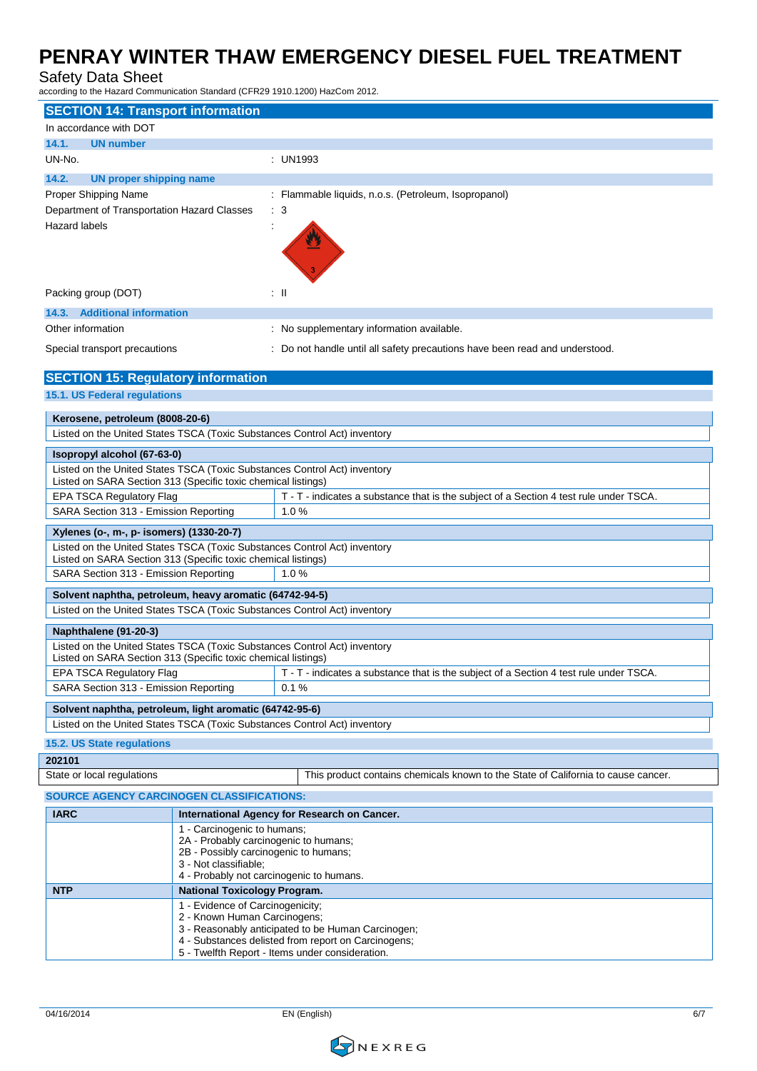# PENRAY WINTER THAW EMERGENCY DIESEL FUEL TREATMENT

Safety Data Sheet

according to the Hazard Communication Standard (CFR29 1910.1200) HazCom 2012.

## SECTION 14: Transport information

In accordance with DOT

### 14.1. UN number

UN-No. : UN1993

### 14.2. UN proper shipping name

Proper Shipping Name : Flammable liquids, n.o.s. (Petroleum, Isopropanol)

Department of Transportation Hazard Classes : 3

Hazard labels :

Packing group (DOT) : II

### 14.3. Additional information

Other information : No supplementary information available.

Special transport precautions : Do not handle until all safety precautions have been read and understood.

## SECTION 15: Regulatory information

### 15.1. US Federal regulations

| Kerosene, petroleum (8008-20-6) | |
|---|---|
| Listed on the United States TSCA (Toxic Substances Control Act) inventory | |

| Isopropyl alcohol (67-63-0) | |
|---|---|
| Listed on the United States TSCA (Toxic Substances Control Act) inventory<br>Listed on SARA Section 313 (Specific toxic chemical listings) | |
| EPA TSCA Regulatory Flag | T - T - indicates a substance that is the subject of a Section 4 test rule under TSCA. |
| SARA Section 313 - Emission Reporting | 1.0 % |

| Xylenes (o-, m-, p- isomers) (1330-20-7) | |
|---|---|
| Listed on the United States TSCA (Toxic Substances Control Act) inventory<br>Listed on SARA Section 313 (Specific toxic chemical listings) | |
| SARA Section 313 - Emission Reporting | 1.0 % |

| Solvent naphtha, petroleum, heavy aromatic (64742-94-5) | |
|---|---|
| Listed on the United States TSCA (Toxic Substances Control Act) inventory | |

| Naphthalene (91-20-3) | |
|---|---|
| Listed on the United States TSCA (Toxic Substances Control Act) inventory<br>Listed on SARA Section 313 (Specific toxic chemical listings) | |
| EPA TSCA Regulatory Flag | T - T - indicates a substance that is the subject of a Section 4 test rule under TSCA. |
| SARA Section 313 - Emission Reporting | 0.1 % |

| Solvent naphtha, petroleum, light aromatic (64742-95-6) | |
|---|---|
| Listed on the United States TSCA (Toxic Substances Control Act) inventory | |

### 15.2. US State regulations

| 202101 | |
|---|---|
| State or local regulations | This product contains chemicals known to the State of California to cause cancer. |

**SOURCE AGENCY CARCINOGEN CLASSIFICATIONS:**

| IARC | International Agency for Research on Cancer. |
|---|---|
| | 1 - Carcinogenic to humans;<br>2A - Probably carcinogenic to humans;<br>2B - Possibly carcinogenic to humans;<br>3 - Not classifiable;<br>4 - Probably not carcinogenic to humans. |
| **NTP** | **National Toxicology Program.** |
| | 1 - Evidence of Carcinogenicity;<br>2 - Known Human Carcinogens;<br>3 - Reasonably anticipated to be Human Carcinogen;<br>4 - Substances delisted from report on Carcinogens;<br>5 - Twelfth Report - Items under consideration. |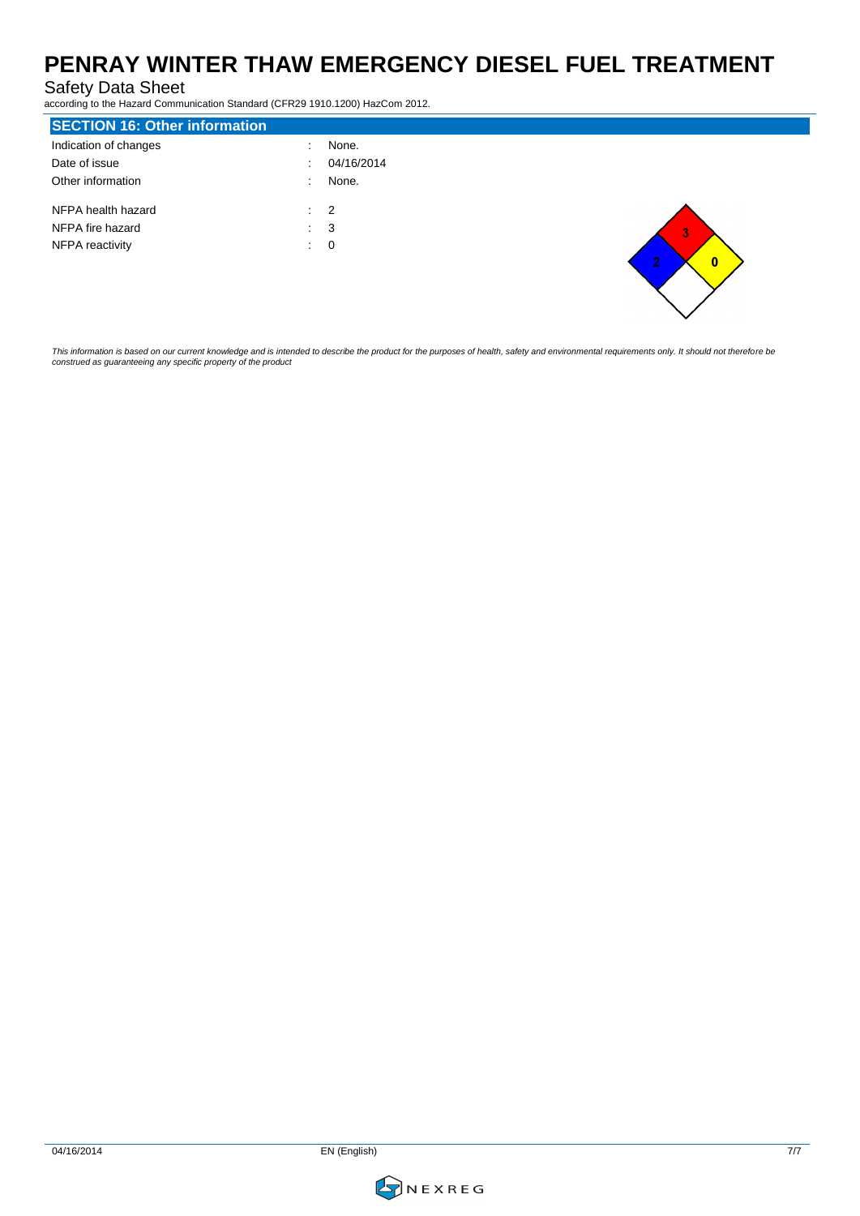# PENRAY WINTER THAW EMERGENCY DIESEL FUEL TREATMENT

Safety Data Sheet

according to the Hazard Communication Standard (CFR29 1910.1200) HazCom 2012.

## SECTION 16: Other information

| | | |
|---|---|---|
| Indication of changes | : | None. |
| Date of issue | : | 04/16/2014 |
| Other information | : | None. |

| | | |
|---|---|---|
| NFPA health hazard | : | 2 |
| NFPA fire hazard | : | 3 |
| NFPA reactivity | : | 0 |

3
2
0

*This information is based on our current knowledge and is intended to describe the product for the purposes of health, safety and environmental requirements only. It should not therefore be construed as guaranteeing any specific property of the product*